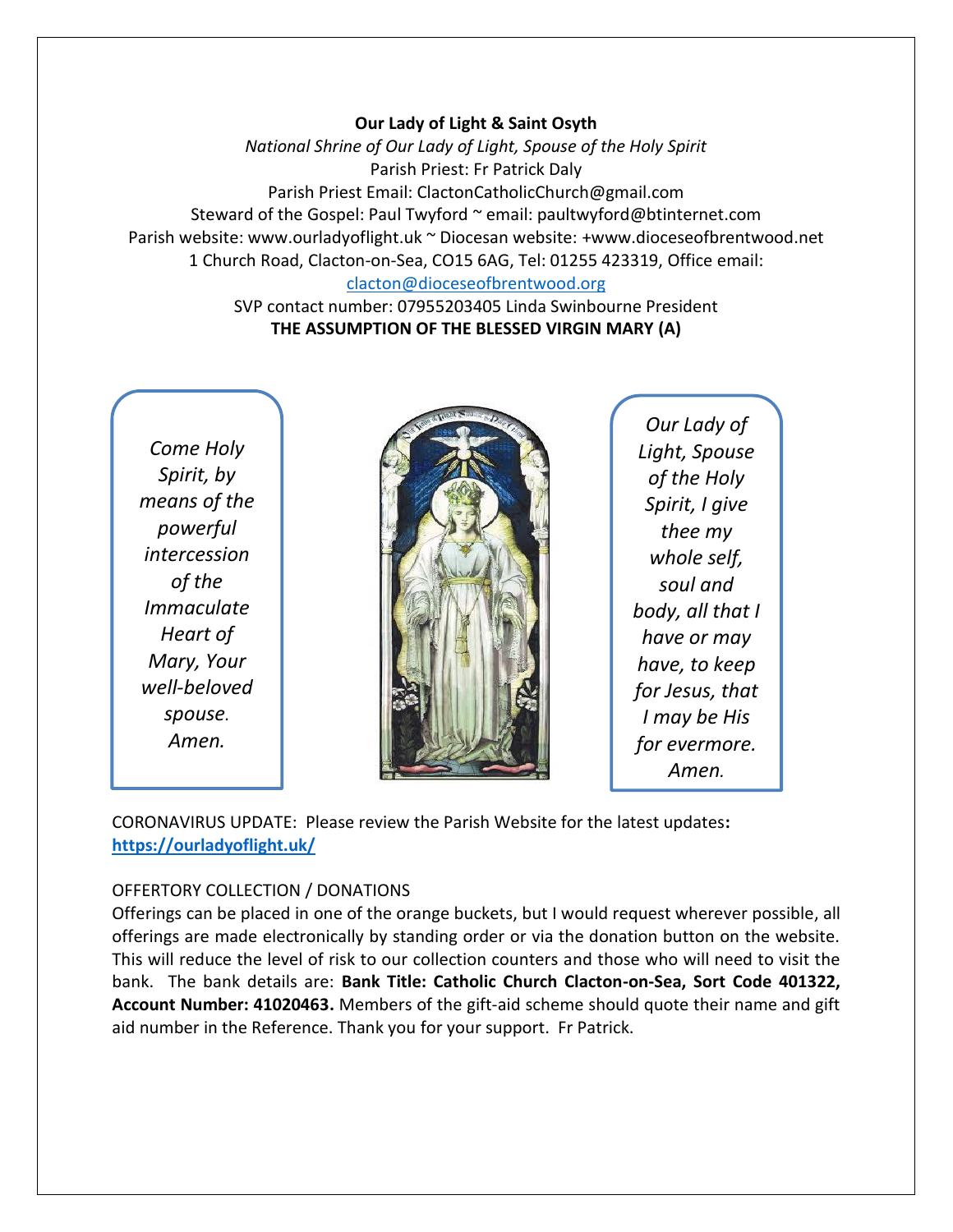**Our Lady of Light & Saint Osyth**

*National Shrine of Our Lady of Light, Spouse of the Holy Spirit*

Parish Priest: Fr Patrick Daly

Parish Priest Email: ClactonCatholicChurch@gmail.com

Steward of the Gospel: Paul Twyford ~ email: paultwyford@btinternet.com

Parish website: www.ourladyoflight.uk ~ Diocesan website: +www.dioceseofbrentwood.net

1 Church Road, Clacton-on-Sea, CO15 6AG, Tel: 01255 423319, Office email: clacton@dioceseofbrentwood.org

SVP contact number: 07955203405 Linda Swinbourne President

**THE ASSUMPTION OF THE BLESSED VIRGIN MARY (A)**

*Come Holy Spirit, by means of the powerful intercession of the Immaculate Heart of Mary, Your well-beloved spouse. Amen.*

*Our Lady of Light, Spouse of the Holy Spirit, I give thee my whole self, soul and body, all that I have or may have, to keep for Jesus, that I may be His for evermore. Amen.*

CORONAVIRUS UPDATE: Please review the Parish Website for the latest updates**:** **https://ourladyoflight.uk/**

OFFERTORY COLLECTION / DONATIONS

Offerings can be placed in one of the orange buckets, but I would request wherever possible, all offerings are made electronically by standing order or via the donation button on the website. This will reduce the level of risk to our collection counters and those who will need to visit the bank. The bank details are: **Bank Title: Catholic Church Clacton-on-Sea, Sort Code 401322, Account Number: 41020463.** Members of the gift-aid scheme should quote their name and gift aid number in the Reference. Thank you for your support. Fr Patrick.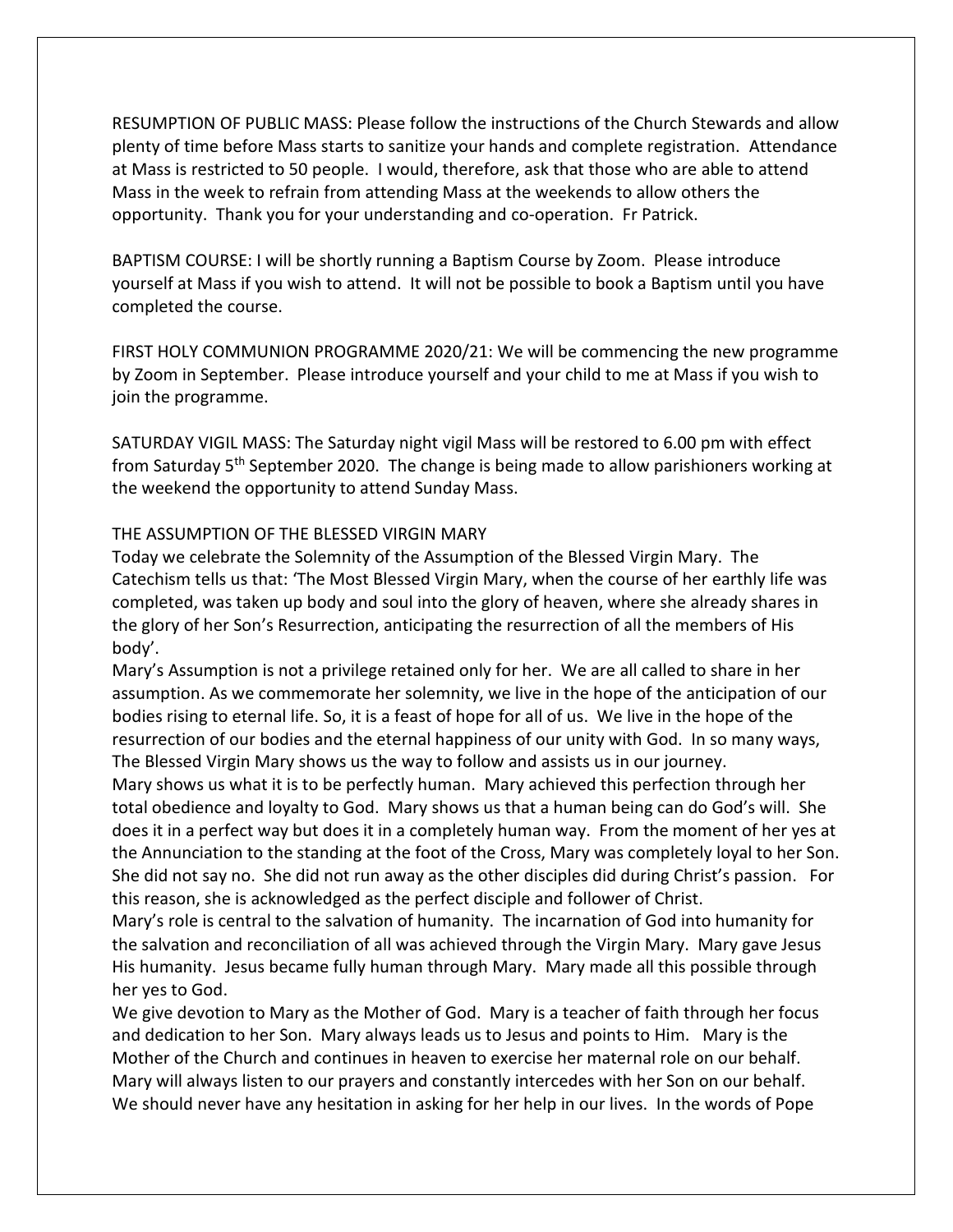RESUMPTION OF PUBLIC MASS: Please follow the instructions of the Church Stewards and allow plenty of time before Mass starts to sanitize your hands and complete registration. Attendance at Mass is restricted to 50 people. I would, therefore, ask that those who are able to attend Mass in the week to refrain from attending Mass at the weekends to allow others the opportunity. Thank you for your understanding and co-operation. Fr Patrick.

BAPTISM COURSE: I will be shortly running a Baptism Course by Zoom. Please introduce yourself at Mass if you wish to attend. It will not be possible to book a Baptism until you have completed the course.

FIRST HOLY COMMUNION PROGRAMME 2020/21: We will be commencing the new programme by Zoom in September. Please introduce yourself and your child to me at Mass if you wish to join the programme.

SATURDAY VIGIL MASS: The Saturday night vigil Mass will be restored to 6.00 pm with effect from Saturday 5th September 2020. The change is being made to allow parishioners working at the weekend the opportunity to attend Sunday Mass.

THE ASSUMPTION OF THE BLESSED VIRGIN MARY

Today we celebrate the Solemnity of the Assumption of the Blessed Virgin Mary. The Catechism tells us that: 'The Most Blessed Virgin Mary, when the course of her earthly life was completed, was taken up body and soul into the glory of heaven, where she already shares in the glory of her Son's Resurrection, anticipating the resurrection of all the members of His body'.

Mary's Assumption is not a privilege retained only for her. We are all called to share in her assumption. As we commemorate her solemnity, we live in the hope of the anticipation of our bodies rising to eternal life. So, it is a feast of hope for all of us. We live in the hope of the resurrection of our bodies and the eternal happiness of our unity with God. In so many ways, The Blessed Virgin Mary shows us the way to follow and assists us in our journey.

Mary shows us what it is to be perfectly human. Mary achieved this perfection through her total obedience and loyalty to God. Mary shows us that a human being can do God's will. She does it in a perfect way but does it in a completely human way. From the moment of her yes at the Annunciation to the standing at the foot of the Cross, Mary was completely loyal to her Son. She did not say no. She did not run away as the other disciples did during Christ's passion. For this reason, she is acknowledged as the perfect disciple and follower of Christ.

Mary's role is central to the salvation of humanity. The incarnation of God into humanity for the salvation and reconciliation of all was achieved through the Virgin Mary. Mary gave Jesus His humanity. Jesus became fully human through Mary. Mary made all this possible through her yes to God.

We give devotion to Mary as the Mother of God. Mary is a teacher of faith through her focus and dedication to her Son. Mary always leads us to Jesus and points to Him. Mary is the Mother of the Church and continues in heaven to exercise her maternal role on our behalf. Mary will always listen to our prayers and constantly intercedes with her Son on our behalf. We should never have any hesitation in asking for her help in our lives. In the words of Pope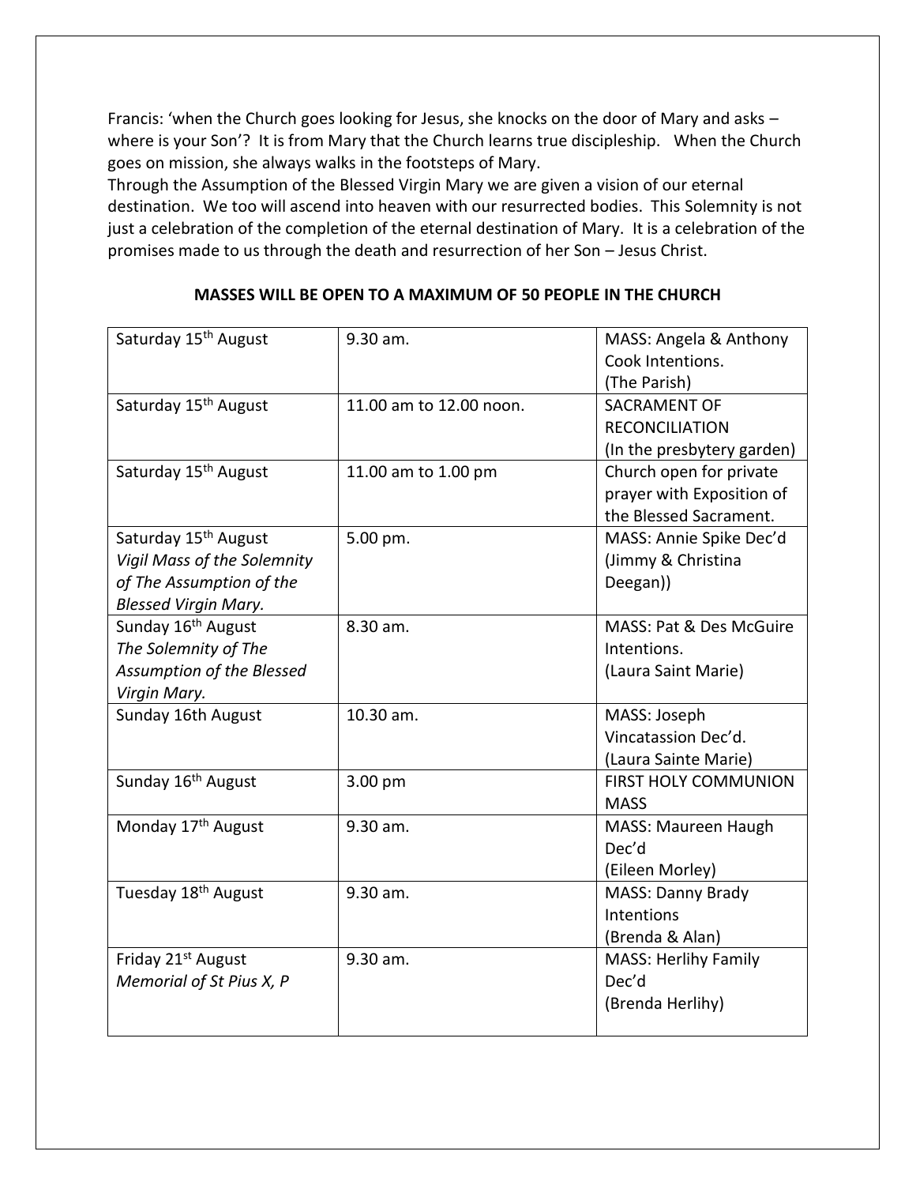Francis: 'when the Church goes looking for Jesus, she knocks on the door of Mary and asks – where is your Son'? It is from Mary that the Church learns true discipleship. When the Church goes on mission, she always walks in the footsteps of Mary.

Through the Assumption of the Blessed Virgin Mary we are given a vision of our eternal destination. We too will ascend into heaven with our resurrected bodies. This Solemnity is not just a celebration of the completion of the eternal destination of Mary. It is a celebration of the promises made to us through the death and resurrection of her Son – Jesus Christ.

**MASSES WILL BE OPEN TO A MAXIMUM OF 50 PEOPLE IN THE CHURCH**

| | | |
|---|---|---|
| Saturday 15th August | 9.30 am. | MASS: Angela & Anthony Cook Intentions. (The Parish) |
| Saturday 15th August | 11.00 am to 12.00 noon. | SACRAMENT OF RECONCILIATION (In the presbytery garden) |
| Saturday 15th August | 11.00 am to 1.00 pm | Church open for private prayer with Exposition of the Blessed Sacrament. |
| Saturday 15th August *Vigil Mass of the Solemnity of The Assumption of the Blessed Virgin Mary.* | 5.00 pm. | MASS: Annie Spike Dec'd (Jimmy & Christina Deegan)) |
| Sunday 16th August *The Solemnity of The Assumption of the Blessed Virgin Mary.* | 8.30 am. | MASS: Pat & Des McGuire Intentions. (Laura Saint Marie) |
| Sunday 16th August | 10.30 am. | MASS: Joseph Vincatassion Dec'd. (Laura Sainte Marie) |
| Sunday 16th August | 3.00 pm | FIRST HOLY COMMUNION MASS |
| Monday 17th August | 9.30 am. | MASS: Maureen Haugh Dec'd (Eileen Morley) |
| Tuesday 18th August | 9.30 am. | MASS: Danny Brady Intentions (Brenda & Alan) |
| Friday 21st August *Memorial of St Pius X, P* | 9.30 am. | MASS: Herlihy Family Dec'd (Brenda Herlihy) |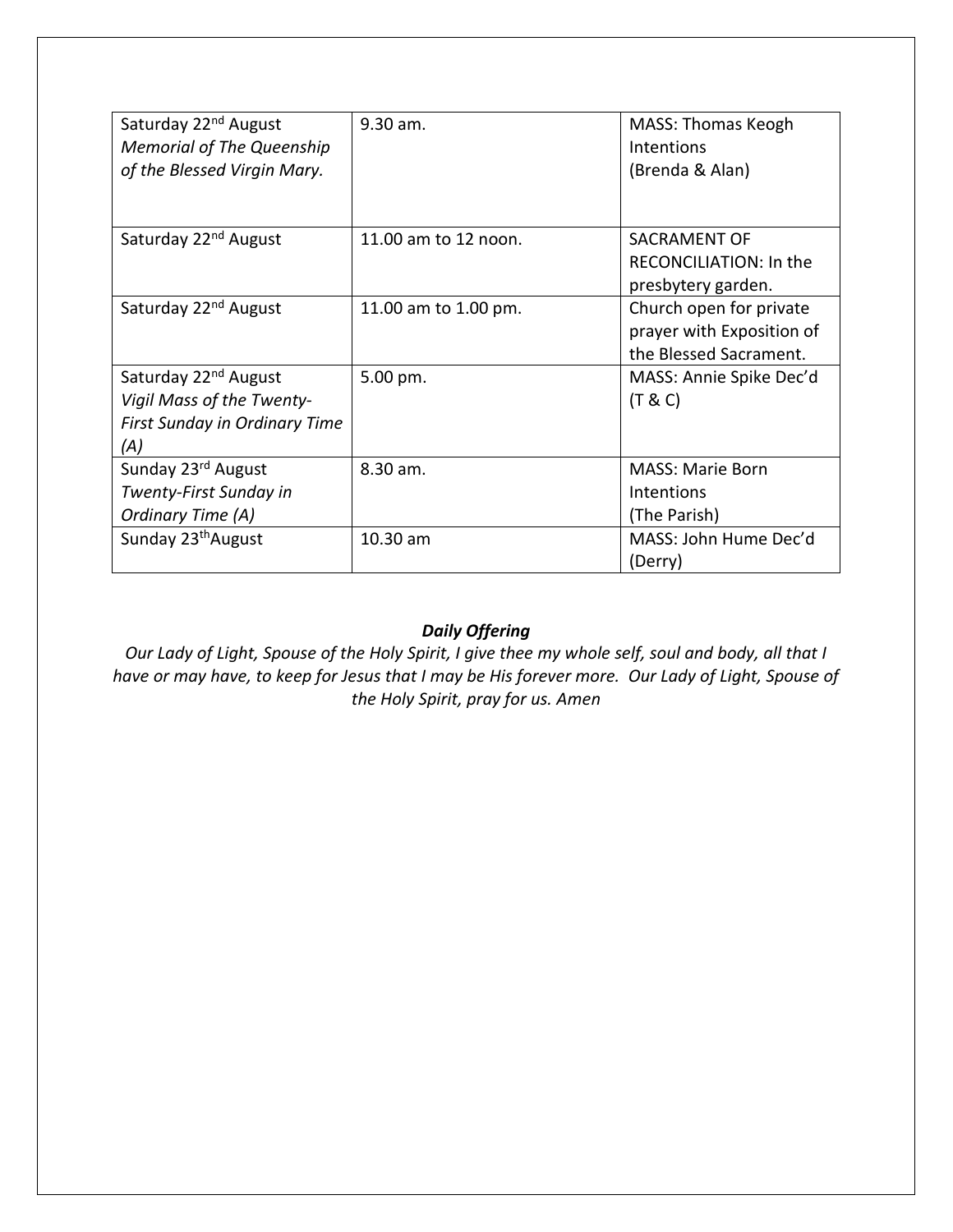| | | |
|---|---|---|
| Saturday 22nd August *Memorial of The Queenship of the Blessed Virgin Mary.* | 9.30 am. | MASS: Thomas Keogh Intentions (Brenda & Alan) |
| Saturday 22nd August | 11.00 am to 12 noon. | SACRAMENT OF RECONCILIATION: In the presbytery garden. |
| Saturday 22nd August | 11.00 am to 1.00 pm. | Church open for private prayer with Exposition of the Blessed Sacrament. |
| Saturday 22nd August *Vigil Mass of the Twenty-First Sunday in Ordinary Time (A)* | 5.00 pm. | MASS: Annie Spike Dec'd (T & C) |
| Sunday 23rd August *Twenty-First Sunday in Ordinary Time (A)* | 8.30 am. | MASS: Marie Born Intentions (The Parish) |
| Sunday 23thAugust | 10.30 am | MASS: John Hume Dec'd (Derry) |

***Daily Offering***

*Our Lady of Light, Spouse of the Holy Spirit, I give thee my whole self, soul and body, all that I have or may have, to keep for Jesus that I may be His forever more. Our Lady of Light, Spouse of the Holy Spirit, pray for us. Amen*